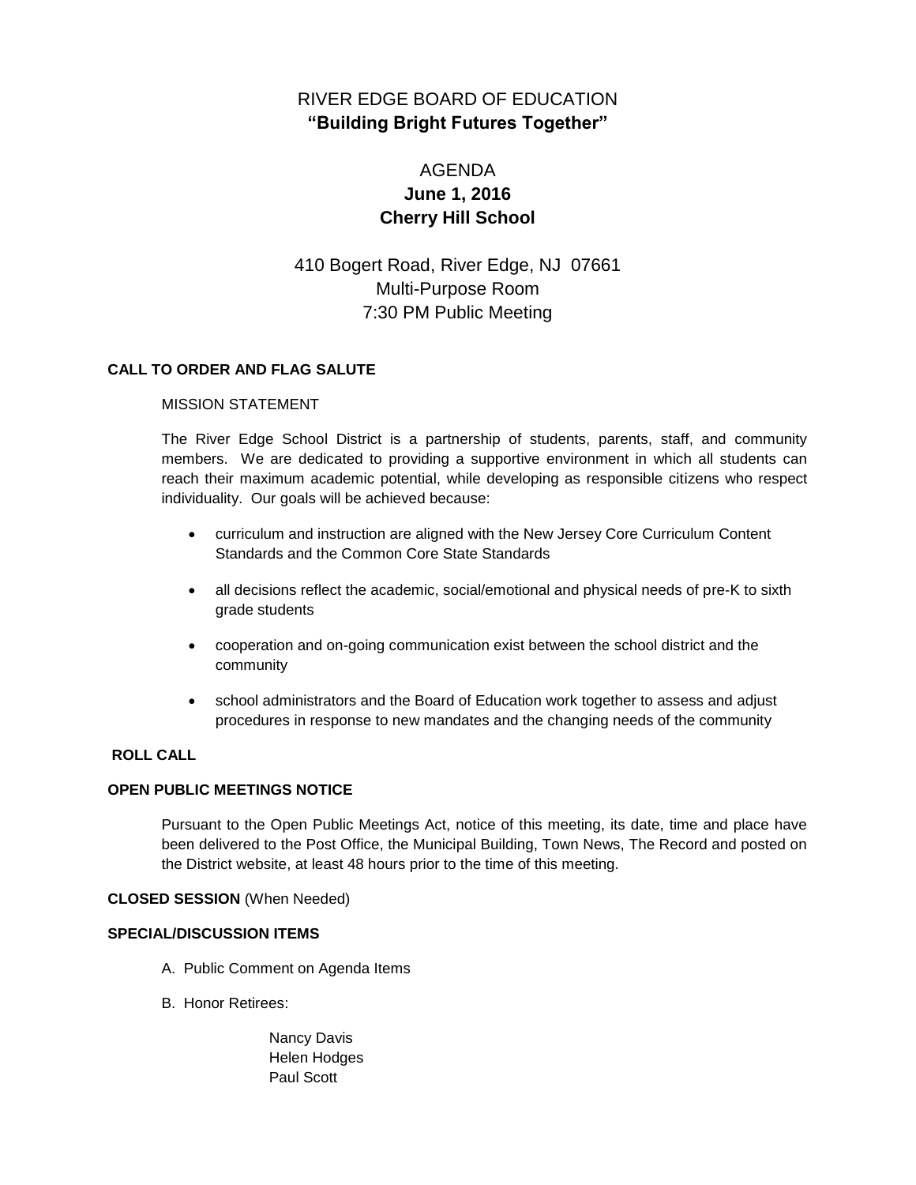# RIVER EDGE BOARD OF EDUCATION

**"Building Bright Futures Together"**

## AGENDA

**June 1, 2016**

**Cherry Hill School**

410 Bogert Road, River Edge, NJ 07661
Multi-Purpose Room
7:30 PM Public Meeting

**CALL TO ORDER AND FLAG SALUTE**

MISSION STATEMENT

The River Edge School District is a partnership of students, parents, staff, and community members. We are dedicated to providing a supportive environment in which all students can reach their maximum academic potential, while developing as responsible citizens who respect individuality. Our goals will be achieved because:

- curriculum and instruction are aligned with the New Jersey Core Curriculum Content Standards and the Common Core State Standards
- all decisions reflect the academic, social/emotional and physical needs of pre-K to sixth grade students
- cooperation and on-going communication exist between the school district and the community
- school administrators and the Board of Education work together to assess and adjust procedures in response to new mandates and the changing needs of the community

**ROLL CALL**

**OPEN PUBLIC MEETINGS NOTICE**

Pursuant to the Open Public Meetings Act, notice of this meeting, its date, time and place have been delivered to the Post Office, the Municipal Building, Town News, The Record and posted on the District website, at least 48 hours prior to the time of this meeting.

**CLOSED SESSION** (When Needed)

**SPECIAL/DISCUSSION ITEMS**

A. Public Comment on Agenda Items

B. Honor Retirees:

Nancy Davis
Helen Hodges
Paul Scott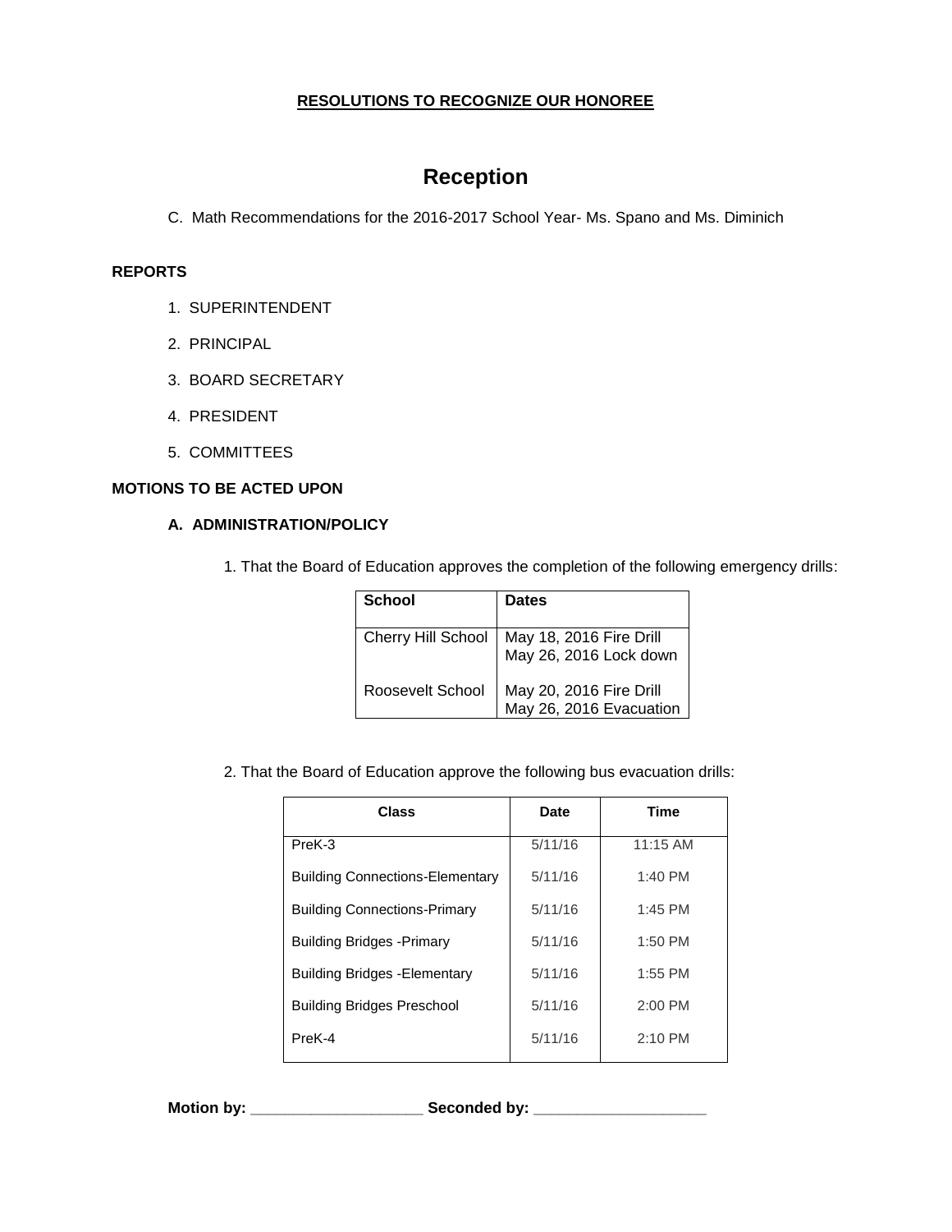**RESOLUTIONS TO RECOGNIZE OUR HONOREE**

# Reception

C. Math Recommendations for the 2016-2017 School Year- Ms. Spano and Ms. Diminich

**REPORTS**

1. SUPERINTENDENT
2. PRINCIPAL
3. BOARD SECRETARY
4. PRESIDENT
5. COMMITTEES

**MOTIONS TO BE ACTED UPON**

**A. ADMINISTRATION/POLICY**

1. That the Board of Education approves the completion of the following emergency drills:

| School | Dates |
|---|---|
| Cherry Hill School | May 18, 2016 Fire Drill<br>May 26, 2016 Lock down |
| Roosevelt School | May 20, 2016 Fire Drill<br>May 26, 2016 Evacuation |

2. That the Board of Education approve the following bus evacuation drills:

| Class | Date | Time |
|---|---|---|
| PreK-3 | 5/11/16 | 11:15 AM |
| Building Connections-Elementary | 5/11/16 | 1:40 PM |
| Building Connections-Primary | 5/11/16 | 1:45 PM |
| Building Bridges -Primary | 5/11/16 | 1:50 PM |
| Building Bridges -Elementary | 5/11/16 | 1:55 PM |
| Building Bridges Preschool | 5/11/16 | 2:00 PM |
| PreK-4 | 5/11/16 | 2:10 PM |

**Motion by: ____________________ Seconded by: ____________________**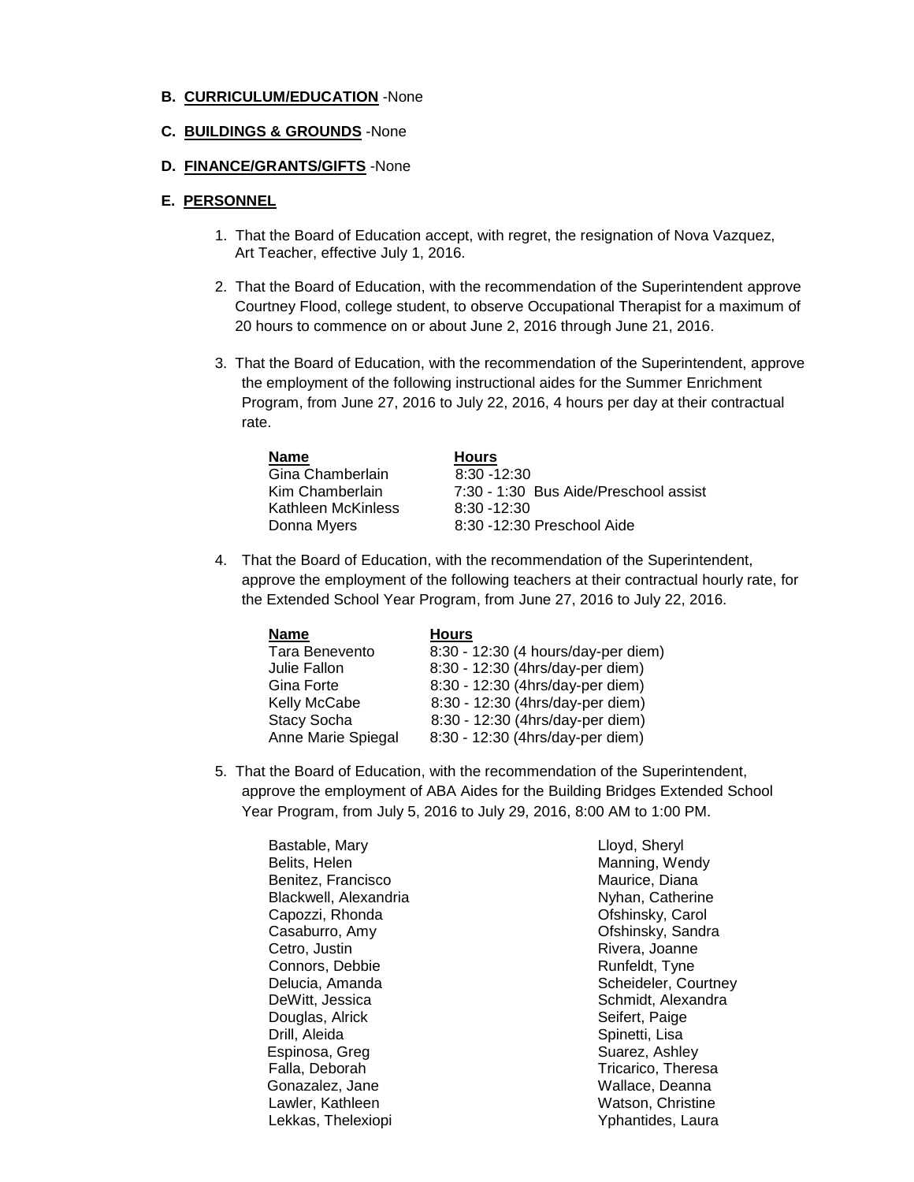**B. CURRICULUM/EDUCATION** -None

**C. BUILDINGS & GROUNDS** -None

**D. FINANCE/GRANTS/GIFTS** -None

**E. PERSONNEL**

1. That the Board of Education accept, with regret, the resignation of Nova Vazquez, Art Teacher, effective July 1, 2016.

2. That the Board of Education, with the recommendation of the Superintendent approve Courtney Flood, college student, to observe Occupational Therapist for a maximum of 20 hours to commence on or about June 2, 2016 through June 21, 2016.

3. That the Board of Education, with the recommendation of the Superintendent, approve the employment of the following instructional aides for the Summer Enrichment Program, from June 27, 2016 to July 22, 2016, 4 hours per day at their contractual rate.

| Name | Hours |
|---|---|
| Gina Chamberlain | 8:30 -12:30 |
| Kim Chamberlain | 7:30 - 1:30 Bus Aide/Preschool assist |
| Kathleen McKinless | 8:30 -12:30 |
| Donna Myers | 8:30 -12:30 Preschool Aide |

4. That the Board of Education, with the recommendation of the Superintendent, approve the employment of the following teachers at their contractual hourly rate, for the Extended School Year Program, from June 27, 2016 to July 22, 2016.

| Name | Hours |
|---|---|
| Tara Benevento | 8:30 - 12:30 (4 hours/day-per diem) |
| Julie Fallon | 8:30 - 12:30 (4hrs/day-per diem) |
| Gina Forte | 8:30 - 12:30 (4hrs/day-per diem) |
| Kelly McCabe | 8:30 - 12:30 (4hrs/day-per diem) |
| Stacy Socha | 8:30 - 12:30 (4hrs/day-per diem) |
| Anne Marie Spiegal | 8:30 - 12:30 (4hrs/day-per diem) |

5. That the Board of Education, with the recommendation of the Superintendent, approve the employment of ABA Aides for the Building Bridges Extended School Year Program, from July 5, 2016 to July 29, 2016, 8:00 AM to 1:00 PM.

Bastable, Mary
Belits, Helen
Benitez, Francisco
Blackwell, Alexandria
Capozzi, Rhonda
Casaburro, Amy
Cetro, Justin
Connors, Debbie
Delucia, Amanda
DeWitt, Jessica
Douglas, Alrick
Drill, Aleida
Espinosa, Greg
Falla, Deborah
Gonazalez, Jane
Lawler, Kathleen
Lekkas, Thelexiopi
Lloyd, Sheryl
Manning, Wendy
Maurice, Diana
Nyhan, Catherine
Ofshinsky, Carol
Ofshinsky, Sandra
Rivera, Joanne
Runfeldt, Tyne
Scheideler, Courtney
Schmidt, Alexandra
Seifert, Paige
Spinetti, Lisa
Suarez, Ashley
Tricarico, Theresa
Wallace, Deanna
Watson, Christine
Yphantides, Laura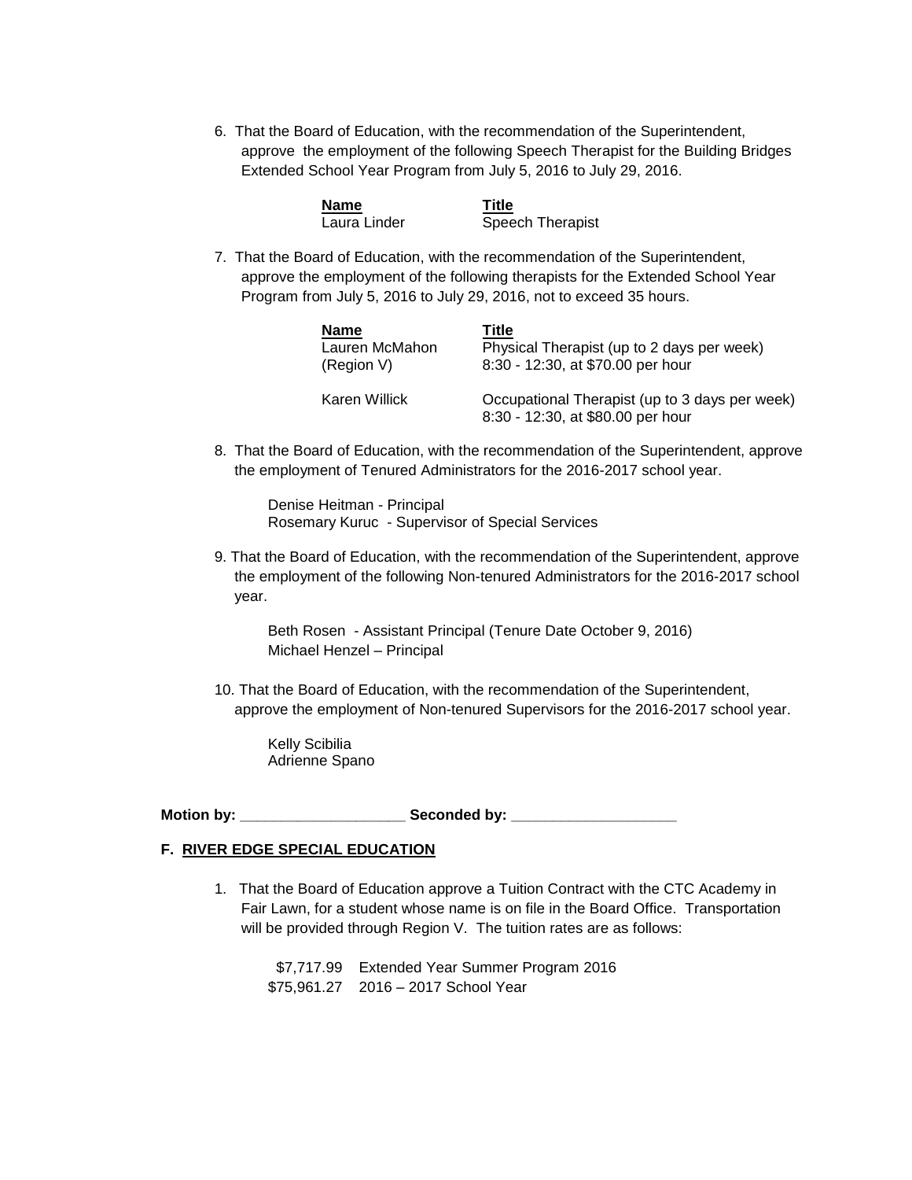6. That the Board of Education, with the recommendation of the Superintendent, approve the employment of the following Speech Therapist for the Building Bridges Extended School Year Program from July 5, 2016 to July 29, 2016.

| Name | Title |
|---|---|
| Laura Linder | Speech Therapist |

7. That the Board of Education, with the recommendation of the Superintendent, approve the employment of the following therapists for the Extended School Year Program from July 5, 2016 to July 29, 2016, not to exceed 35 hours.

| Name | Title |
|---|---|
| Lauren McMahon (Region V) | Physical Therapist (up to 2 days per week) 8:30 - 12:30, at $70.00 per hour |
| Karen Willick | Occupational Therapist (up to 3 days per week) 8:30 - 12:30, at $80.00 per hour |

8. That the Board of Education, with the recommendation of the Superintendent, approve the employment of Tenured Administrators for the 2016-2017 school year.

   Denise Heitman - Principal
   Rosemary Kuruc - Supervisor of Special Services

9. That the Board of Education, with the recommendation of the Superintendent, approve the employment of the following Non-tenured Administrators for the 2016-2017 school year.

   Beth Rosen - Assistant Principal (Tenure Date October 9, 2016)
   Michael Henzel – Principal

10. That the Board of Education, with the recommendation of the Superintendent, approve the employment of Non-tenured Supervisors for the 2016-2017 school year.

    Kelly Scibilia
    Adrienne Spano

**Motion by: ___________________ Seconded by: ___________________**

### F. RIVER EDGE SPECIAL EDUCATION

1. That the Board of Education approve a Tuition Contract with the CTC Academy in Fair Lawn, for a student whose name is on file in the Board Office. Transportation will be provided through Region V. The tuition rates are as follows:

   $7,717.99 Extended Year Summer Program 2016
   $75,961.27 2016 – 2017 School Year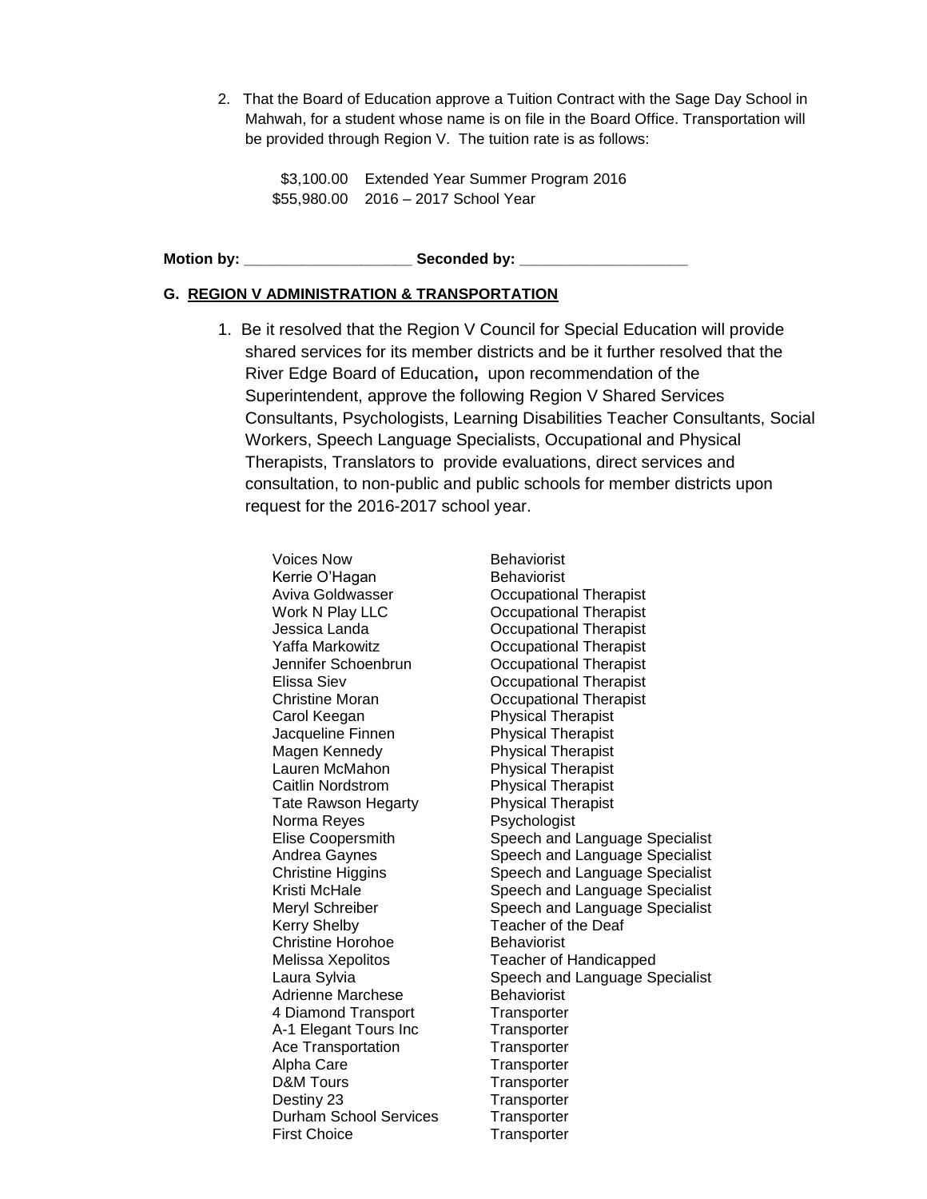2. That the Board of Education approve a Tuition Contract with the Sage Day School in Mahwah, for a student whose name is on file in the Board Office. Transportation will be provided through Region V. The tuition rate is as follows:

| | |
|---|---|
| $3,100.00 | Extended Year Summer Program 2016 |
| $55,980.00 | 2016 – 2017 School Year |

**Motion by: ___________________ Seconded by: ___________________**

**G. <u>REGION V ADMINISTRATION & TRANSPORTATION</u>**

1. Be it resolved that the Region V Council for Special Education will provide shared services for its member districts and be it further resolved that the River Edge Board of Education**,** upon recommendation of the Superintendent, approve the following Region V Shared Services Consultants, Psychologists, Learning Disabilities Teacher Consultants, Social Workers, Speech Language Specialists, Occupational and Physical Therapists, Translators to provide evaluations, direct services and consultation, to non-public and public schools for member districts upon request for the 2016-2017 school year.

| | |
|---|---|
| Voices Now | Behaviorist |
| Kerrie O'Hagan | Behaviorist |
| Aviva Goldwasser | Occupational Therapist |
| Work N Play LLC | Occupational Therapist |
| Jessica Landa | Occupational Therapist |
| Yaffa Markowitz | Occupational Therapist |
| Jennifer Schoenbrun | Occupational Therapist |
| Elissa Siev | Occupational Therapist |
| Christine Moran | Occupational Therapist |
| Carol Keegan | Physical Therapist |
| Jacqueline Finnen | Physical Therapist |
| Magen Kennedy | Physical Therapist |
| Lauren McMahon | Physical Therapist |
| Caitlin Nordstrom | Physical Therapist |
| Tate Rawson Hegarty | Physical Therapist |
| Norma Reyes | Psychologist |
| Elise Coopersmith | Speech and Language Specialist |
| Andrea Gaynes | Speech and Language Specialist |
| Christine Higgins | Speech and Language Specialist |
| Kristi McHale | Speech and Language Specialist |
| Meryl Schreiber | Speech and Language Specialist |
| Kerry Shelby | Teacher of the Deaf |
| Christine Horohoe | Behaviorist |
| Melissa Xepolitos | Teacher of Handicapped |
| Laura Sylvia | Speech and Language Specialist |
| Adrienne Marchese | Behaviorist |
| 4 Diamond Transport | Transporter |
| A-1 Elegant Tours Inc | Transporter |
| Ace Transportation | Transporter |
| Alpha Care | Transporter |
| D&M Tours | Transporter |
| Destiny 23 | Transporter |
| Durham School Services | Transporter |
| First Choice | Transporter |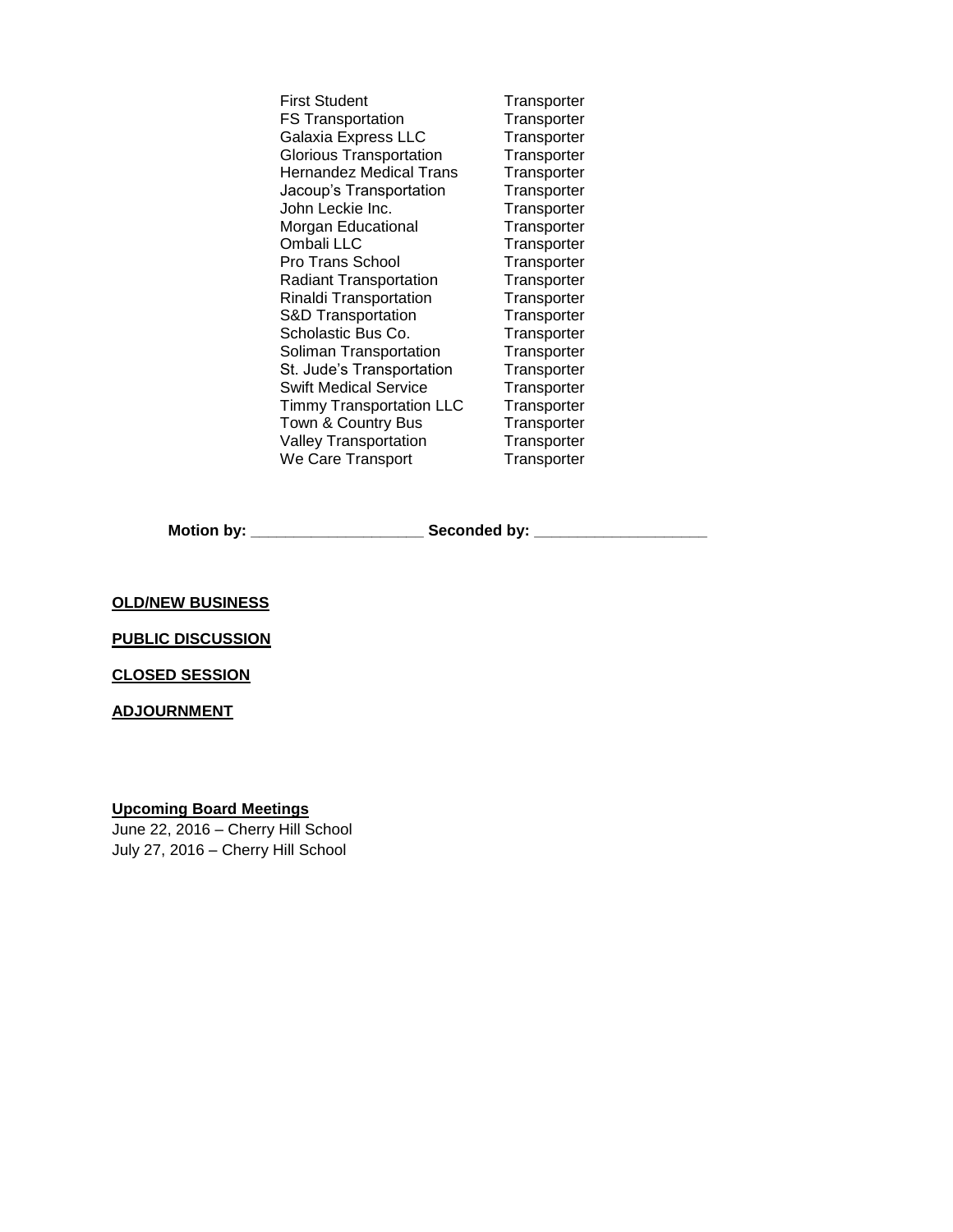| | |
|---|---|
| First Student | Transporter |
| FS Transportation | Transporter |
| Galaxia Express LLC | Transporter |
| Glorious Transportation | Transporter |
| Hernandez Medical Trans | Transporter |
| Jacoup's Transportation | Transporter |
| John Leckie Inc. | Transporter |
| Morgan Educational | Transporter |
| Ombali LLC | Transporter |
| Pro Trans School | Transporter |
| Radiant Transportation | Transporter |
| Rinaldi Transportation | Transporter |
| S&D Transportation | Transporter |
| Scholastic Bus Co. | Transporter |
| Soliman Transportation | Transporter |
| St. Jude's Transportation | Transporter |
| Swift Medical Service | Transporter |
| Timmy Transportation LLC | Transporter |
| Town & Country Bus | Transporter |
| Valley Transportation | Transporter |
| We Care Transport | Transporter |

**Motion by: ____________________ Seconded by: ____________________**

**OLD/NEW BUSINESS**

**PUBLIC DISCUSSION**

**CLOSED SESSION**

**ADJOURNMENT**

**Upcoming Board Meetings**

June 22, 2016 – Cherry Hill School
July 27, 2016 – Cherry Hill School